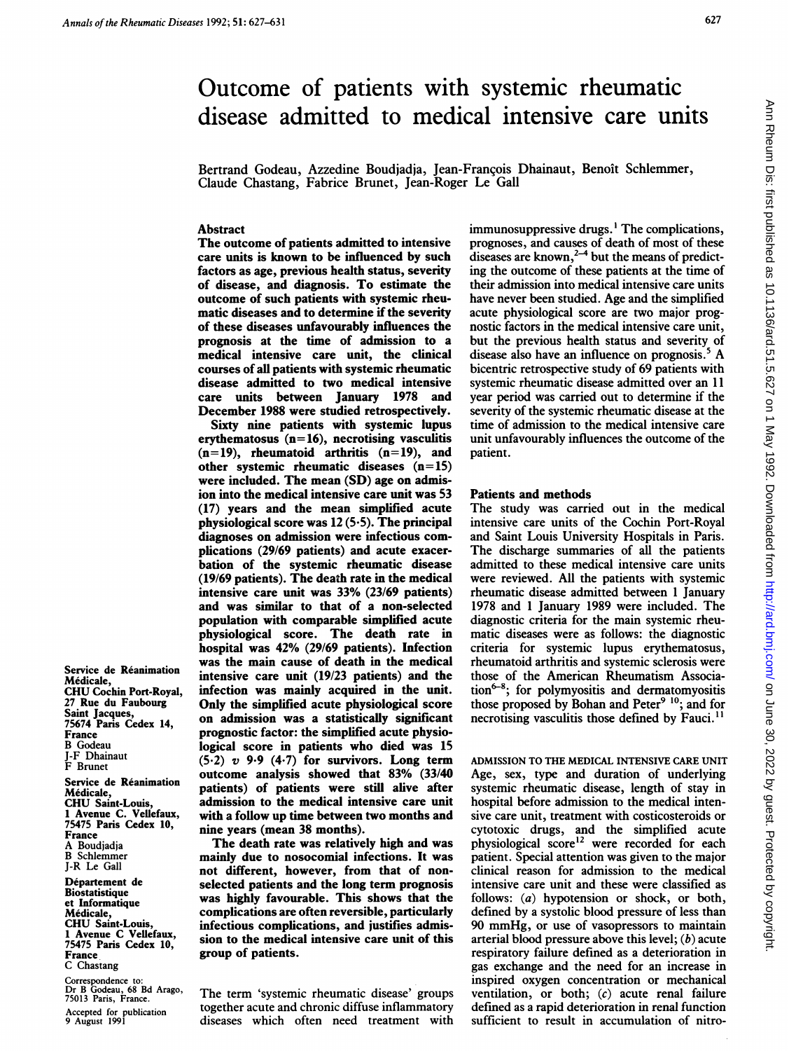# Outcome of patients with systemic rheumatic disease admitted to medical intensive care units

Bertrand Godeau, Azzedine Boudjadja, Jean-François Dhainaut, Benoît Schlemmer, Claude Chastang, Fabrice Brunet, Jean-Roger Le Gall

## Abstract

**The outcome of patients admitted to intensive care units is known to be influenced by such factors as age, previous health status, severity of disease, and diagnosis. To estimate the outcome of such patients with systemic rheumatic diseases and to determine if the severity of these diseases unfavourably influences the prognosis at the time of admission to a medical intensive care unit, the clinical courses of all patients with systemic rheumatic disease admitted to two medical intensive care units between January 1978 and December 1988 were studied retrospectively.**

**Sixty nine patients with systemic lupus erythematosus (n=16), necrotising vasculitis (n=19), rheumatoid arthritis (n=19), and other systemic rheumatic diseases (n=15) were included. The mean (SD) age on admission into the medical intensive care unit was 53 (17) years and the mean simplified acute physiological score was 12 (5·5). The principal diagnoses on admission were infectious complications (29/69 patients) and acute exacerbation of the systemic rheumatic disease (19/69 patients). The death rate in the medical intensive care unit was 33% (23/69 patients) and was similar to that of a non-selected population with comparable simplified acute physiological score. The death rate in hospital was 42% (29/69 patients). Infection was the main cause of death in the medical intensive care unit (19/23 patients) and the infection was mainly acquired in the unit. Only the simplified acute physiological score on admission was a statistically significant prognostic factor: the simplified acute physiological score in patients who died was 15 (5·2) v 9·9 (4·7) for survivors. Long term outcome analysis showed that 83% (33/40 patients) of patients were still alive after admission to the medical intensive care unit with a follow up time between two months and nine years (mean 38 months).**

**The death rate was relatively high and was mainly due to nosocomial infections. It was not different, however, from that of non-selected patients and the long term prognosis was highly favourable. This shows that the complications are often reversible, particularly infectious complications, and justifies admission to the medical intensive care unit of this group of patients.**

Service de Réanimation Médicale, CHU Cochin Port-Royal, 27 Rue du Faubourg Saint Jacques, 75674 Paris Cedex 14, France
B Godeau
J-F Dhainaut
F Brunet

Service de Réanimation Médicale, CHU Saint-Louis, 1 Avenue C. Vellefaux, 75475 Paris Cedex 10, France
A Boudjadja
B Schlemmer
J-R Le Gall

Département de Biostatistique et Informatique Médicale, CHU Saint-Louis, 1 Avenue C Vellefaux, 75475 Paris Cedex 10, France
C Chastang

Correspondence to: Dr B Godeau, 68 Bd Arago, 75013 Paris, France.

Accepted for publication 9 August 1991

The term 'systemic rheumatic disease' groups together acute and chronic diffuse inflammatory diseases which often need treatment with immunosuppressive drugs.[1] The complications, prognoses, and causes of death of most of these diseases are known,[2–4] but the means of predicting the outcome of these patients at the time of their admission into medical intensive care units have never been studied. Age and the simplified acute physiological score are two major prognostic factors in the medical intensive care unit, but the previous health status and severity of disease also have an influence on prognosis.[5] A bicentric retrospective study of 69 patients with systemic rheumatic disease admitted over an 11 year period was carried out to determine if the severity of the systemic rheumatic disease at the time of admission to the medical intensive care unit unfavourably influences the outcome of the patient.

## Patients and methods

The study was carried out in the medical intensive care units of the Cochin Port-Royal and Saint Louis University Hospitals in Paris. The discharge summaries of all the patients admitted to these medical intensive care units were reviewed. All the patients with systemic rheumatic disease admitted between 1 January 1978 and 1 January 1989 were included. The diagnostic criteria for the main systemic rheumatic diseases were as follows: the diagnostic criteria for systemic lupus erythematosus, rheumatoid arthritis and systemic sclerosis were those of the American Rheumatism Association[6–8]; for polymyositis and dermatomyositis those proposed by Bohan and Peter[9 10]; and for necrotising vasculitis those defined by Fauci.[11]

### ADMISSION TO THE MEDICAL INTENSIVE CARE UNIT

Age, sex, type and duration of underlying systemic rheumatic disease, length of stay in hospital before admission to the medical intensive care unit, treatment with costicosteroids or cytotoxic drugs, and the simplified acute physiological score[12] were recorded for each patient. Special attention was given to the major clinical reason for admission to the medical intensive care unit and these were classified as follows: (*a*) hypotension or shock, or both, defined by a systolic blood pressure of less than 90 mmHg, or use of vasopressors to maintain arterial blood pressure above this level; (*b*) acute respiratory failure defined as a deterioration in gas exchange and the need for an increase in inspired oxygen concentration or mechanical ventilation, or both; (*c*) acute renal failure defined as a rapid deterioration in renal function sufficient to result in accumulation of nitro-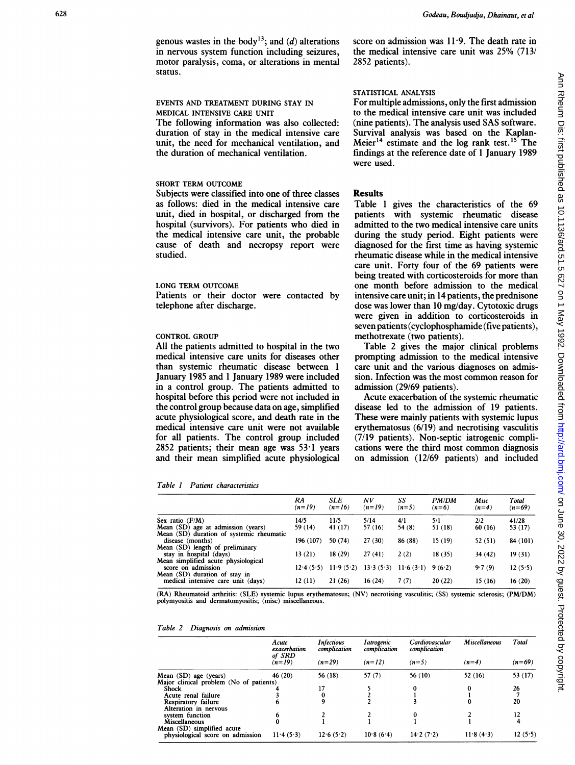genous wastes in the body[13]; and (*d*) alterations in nervous system function including seizures, motor paralysis, coma, or alterations in mental status.

### EVENTS AND TREATMENT DURING STAY IN MEDICAL INTENSIVE CARE UNIT

The following information was also collected: duration of stay in the medical intensive care unit, the need for mechanical ventilation, and the duration of mechanical ventilation.

### SHORT TERM OUTCOME

Subjects were classified into one of three classes as follows: died in the medical intensive care unit, died in hospital, or discharged from the hospital (survivors). For patients who died in the medical intensive care unit, the probable cause of death and necropsy report were studied.

### LONG TERM OUTCOME

Patients or their doctor were contacted by telephone after discharge.

### CONTROL GROUP

All the patients admitted to hospital in the two medical intensive care units for diseases other than systemic rheumatic disease between 1 January 1985 and 1 January 1989 were included in a control group. The patients admitted to hospital before this period were not included in the control group because data on age, simplified acute physiological score, and death rate in the medical intensive care unit were not available for all patients. The control group included 2852 patients; their mean age was 53·1 years and their mean simplified acute physiological score on admission was 11·9. The death rate in the medical intensive care unit was 25% (713/2852 patients).

### STATISTICAL ANALYSIS

For multiple admissions, only the first admission to the medical intensive care unit was included (nine patients). The analysis used SAS software. Survival analysis was based on the Kaplan-Meier[14] estimate and the log rank test.[15] The findings at the reference date of 1 January 1989 were used.

## Results

Table 1 gives the characteristics of the 69 patients with systemic rheumatic disease admitted to the two medical intensive care units during the study period. Eight patients were diagnosed for the first time as having systemic rheumatic disease while in the medical intensive care unit. Forty four of the 69 patients were being treated with corticosteroids for more than one month before admission to the medical intensive care unit; in 14 patients, the prednisone dose was lower than 10 mg/day. Cytotoxic drugs were given in addition to corticosteroids in seven patients (cyclophosphamide (five patients), methotrexate (two patients).

Table 2 gives the major clinical problems prompting admission to the medical intensive care unit and the various diagnoses on admission. Infection was the most common reason for admission (29/69 patients).

Acute exacerbation of the systemic rheumatic disease led to the admission of 19 patients. These were mainly patients with systemic lupus erythematosus (6/19) and necrotising vasculitis (7/19 patients). Non-septic iatrogenic complications were the third most common diagnosis on admission (12/69 patients) and included

*Table 1 Patient characteristics*

| | RA (n=19) | SLE (n=16) | NV (n=19) | SS (n=5) | PM/DM (n=6) | Misc (n=4) | Total (n=69) |
|---|---|---|---|---|---|---|---|
| Sex ratio (F/M) | 14/5 | 11/5 | 5/14 | 4/1 | 5/1 | 2/2 | 41/28 |
| Mean (SD) age at admission (years) | 59 (14) | 41 (17) | 57 (16) | 54 (8) | 51 (18) | 60 (16) | 53 (17) |
| Mean (SD) duration of systemic rheumatic disease (months) | 196 (107) | 50 (74) | 27 (30) | 86 (88) | 15 (19) | 52 (51) | 84 (101) |
| Mean (SD) length of preliminary stay in hospital (days) | 13 (21) | 18 (29) | 27 (41) | 2 (2) | 18 (35) | 34 (42) | 19 (31) |
| Mean simplified acute physiological score on admission | 12·4 (5·5) | 11·9 (5·2) | 13·3 (5·3) | 11·6 (3·1) | 9 (6·2) | 9·7 (9) | 12 (5·5) |
| Mean (SD) duration of stay in medical intensive care unit (days) | 12 (11) | 21 (26) | 16 (24) | 7 (7) | 20 (22) | 15 (16) | 16 (20) |

(RA) Rheumatoid arthritis: (SLE) systemic lupus erythematosus; (NV) necrotising vasculitis; (SS) systemic sclerosis; (PM/DM) polymyositis and dermatomyositis; (misc) miscellaneous.

*Table 2 Diagnosis on admission*

| | Acute exacerbation of SRD (n=19) | Infectious complication (n=29) | Iatrogenic complication (n=12) | Cardiovascular complication (n=5) | Miscellaneous (n=4) | Total (n=69) |
|---|---|---|---|---|---|---|
| Mean (SD) age (years) | 46 (20) | 56 (18) | 57 (7) | 56 (10) | 52 (16) | 53 (17) |
| Major clinical problem (No of patients) | | | | | | |
| Shock | 4 | 17 | 5 | 0 | 0 | 26 |
| Acute renal failure | 3 | 0 | 2 | 1 | 1 | 7 |
| Respiratory failure | 6 | 9 | 2 | 3 | 0 | 20 |
| Alteration in nervous system function | 6 | 2 | 2 | 0 | 2 | 12 |
| Miscellaneous | 0 | 1 | 1 | 1 | 1 | 4 |
| Mean (SD) simplified acute physiological score on admission | 11·4 (5·3) | 12·6 (5·2) | 10·8 (6·4) | 14·2 (7·2) | 11·8 (4·3) | 12 (5·5) |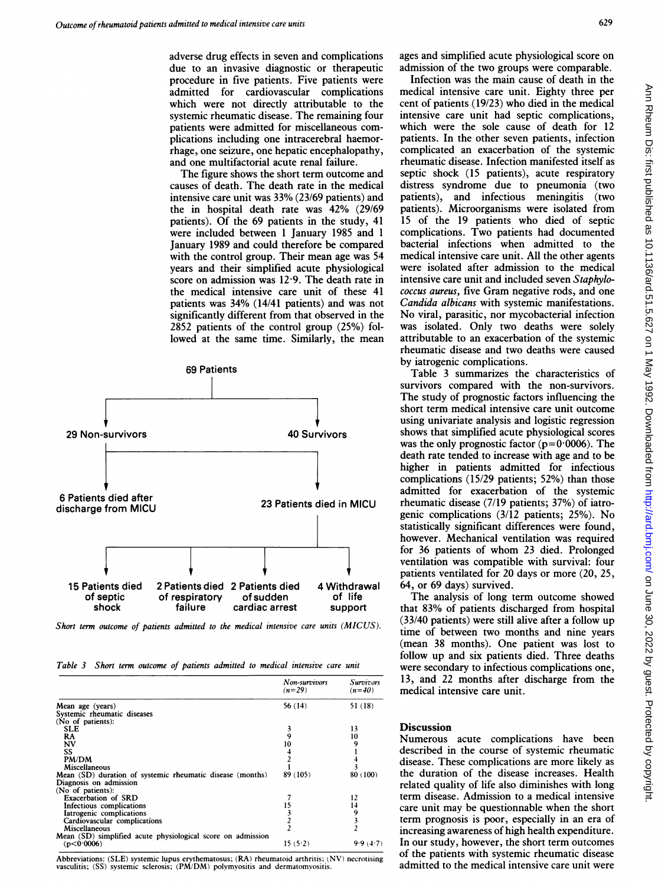adverse drug effects in seven and complications due to an invasive diagnostic or therapeutic procedure in five patients. Five patients were admitted for cardiovascular complications which were not directly attributable to the systemic rheumatic disease. The remaining four patients were admitted for miscellaneous complications including one intracerebral haemorrhage, one seizure, one hepatic encephalopathy, and one multifactorial acute renal failure.

The figure shows the short term outcome and causes of death. The death rate in the medical intensive care unit was 33% (23/69 patients) and the in hospital death rate was 42% (29/69 patients). Of the 69 patients in the study, 41 were included between 1 January 1985 and 1 January 1989 and could therefore be compared with the control group. Their mean age was 54 years and their simplified acute physiological score on admission was 12·9. The death rate in the medical intensive care unit of these 41 patients was 34% (14/41 patients) and was not significantly different from that observed in the 2852 patients of the control group (25%) followed at the same time. Similarly, the mean ages and simplified acute physiological score on admission of the two groups were comparable.

69 Patients
- 29 Non-survivors
  - 6 Patients died after discharge from MICU
  - 23 Patients died in MICU
    - 15 Patients died of septic shock
    - 2 Patients died of respiratory failure
    - 2 Patients died of sudden cardiac arrest
    - 4 Withdrawal of life support
- 40 Survivors

*Short term outcome of patients admitted to the medical intensive care units (MICUS).*

Infection was the main cause of death in the medical intensive care unit. Eighty three per cent of patients (19/23) who died in the medical intensive care unit had septic complications, which were the sole cause of death for 12 patients. In the other seven patients, infection complicated an exacerbation of the systemic rheumatic disease. Infection manifested itself as septic shock (15 patients), acute respiratory distress syndrome due to pneumonia (two patients), and infectious meningitis (two patients). Microorganisms were isolated from 15 of the 19 patients who died of septic complications. Two patients had documented bacterial infections when admitted to the medical intensive care unit. All the other agents were isolated after admission to the medical intensive care unit and included seven *Staphylococcus aureus*, five Gram negative rods, and one *Candida albicans* with systemic manifestations. No viral, parasitic, nor mycobacterial infection was isolated. Only two deaths were solely attributable to an exacerbation of the systemic rheumatic disease and two deaths were caused by iatrogenic complications.

Table 3 summarizes the characteristics of survivors compared with the non-survivors. The study of prognostic factors influencing the short term medical intensive care unit outcome using univariate analysis and logistic regression shows that simplified acute physiological scores was the only prognostic factor ($p=0·0006$). The death rate tended to increase with age and to be higher in patients admitted for infectious complications (15/29 patients; 52%) than those admitted for exacerbation of the systemic rheumatic disease (7/19 patients; 37%) of iatrogenic complications (3/12 patients; 25%). No statistically significant differences were found, however. Mechanical ventilation was required for 36 patients of whom 23 died. Prolonged ventilation was compatible with survival: four patients ventilated for 20 days or more (20, 25, 64, or 69 days) survived.

The analysis of long term outcome showed that 83% of patients discharged from hospital (33/40 patients) were still alive after a follow up time of between two months and nine years (mean 38 months). One patient was lost to follow up and six patients died. Three deaths were secondary to infectious complications one, 13, and 22 months after discharge from the medical intensive care unit.

*Table 3 Short term outcome of patients admitted to medical intensive care unit*

| | *Non-survivors (n=29)* | *Survivors (n=40)* |
|---|---|---|
| Mean age (years) | 56 (14) | 51 (18) |
| Systemic rheumatic diseases (No of patients): | | |
| SLE | 3 | 13 |
| RA | 9 | 10 |
| NV | 10 | 9 |
| SS | 4 | 1 |
| PM/DM | 2 | 4 |
| Miscellaneous | 1 | 3 |
| Mean (SD) duration of systemic rheumatic disease (months) | 89 (105) | 80 (100) |
| Diagnosis on admission (No of patients): | | |
| Exacerbation of SRD | 7 | 12 |
| Infectious complications | 15 | 14 |
| Iatrogenic complications | 3 | 9 |
| Cardiovascular complications | 2 | 3 |
| Miscellaneous | 2 | 2 |
| Mean (SD) simplified acute physiological score on admission ($p<0·0006$) | 15 (5·2) | 9·9 (4·7) |

Abbreviations: (SLE) systemic lupus erythematosus; (RA) rheumatoid arthritis; (NV) necrotising vasculitis; (SS) systemic sclerosis; (PM/DM) polymyositis and dermatomyositis.

## Discussion

Numerous acute complications have been described in the course of systemic rheumatic disease. These complications are more likely as the duration of the disease increases. Health related quality of life also diminishes with long term disease. Admission to a medical intensive care unit may be questionable when the short term prognosis is poor, especially in an era of increasing awareness of high health expenditure. In our study, however, the short term outcomes of the patients with systemic rheumatic disease admitted to the medical intensive care unit were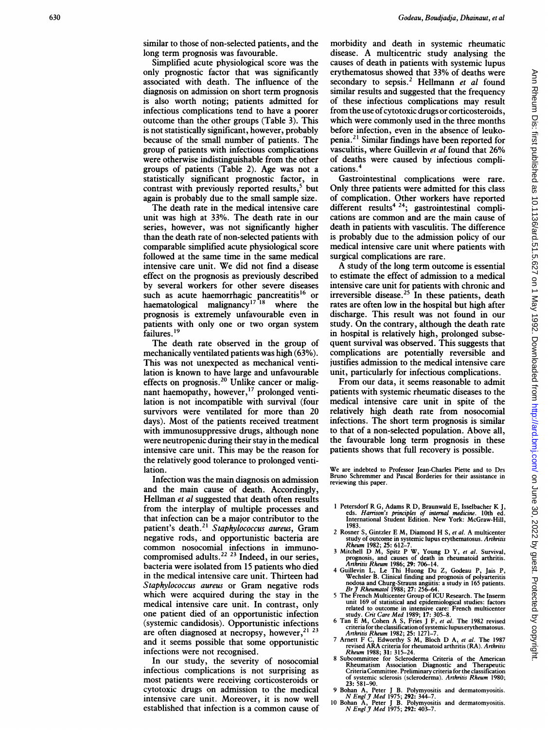similar to those of non-selected patients, and the long term prognosis was favourable.

Simplified acute physiological score was the only prognostic factor that was significantly associated with death. The influence of the diagnosis on admission on short term prognosis is also worth noting; patients admitted for infectious complications tend to have a poorer outcome than the other groups (Table 3). This is not statistically significant, however, probably because of the small number of patients. The group of patients with infectious complications were otherwise indistinguishable from the other groups of patients (Table 2). Age was not a statistically significant prognostic factor, in contrast with previously reported results,[5] but again is probably due to the small sample size.

The death rate in the medical intensive care unit was high at 33%. The death rate in our series, however, was not significantly higher than the death rate of non-selected patients with comparable simplified acute physiological score followed at the same time in the same medical intensive care unit. We did not find a disease effect on the prognosis as previously described by several workers for other severe diseases such as acute haemorrhagic pancreatitis[16] or haematological malignancy[17 18] where the prognosis is extremely unfavourable even in patients with only one or two organ system failures.[19]

The death rate observed in the group of mechanically ventilated patients was high (63%). This was not unexpected as mechanical ventilation is known to have large and unfavourable effects on prognosis.[20] Unlike cancer or malignant haemopathy, however,[17] prolonged ventilation is not incompatible with survival (four survivors were ventilated for more than 20 days). Most of the patients received treatment with immunosuppressive drugs, although none were neutropenic during their stay in the medical intensive care unit. This may be the reason for the relatively good tolerance to prolonged ventilation.

Infection was the main diagnosis on admission and the main cause of death. Accordingly, Hellman *et al* suggested that death often results from the interplay of multiple processes and that infection can be a major contributor to the patient's death.[21] *Staphylococcus aureus*, Gram negative rods, and opportunistic bacteria are common nosocomial infections in immunocompromised adults.[22 23] Indeed, in our series, bacteria were isolated from 15 patients who died in the medical intensive care unit. Thirteen had *Staphylococcus aureus* or Gram negative rods which were acquired during the stay in the medical intensive care unit. In contrast, only one patient died of an opportunistic infection (systemic candidosis). Opportunistic infections are often diagnosed at necropsy, however,[21 23] and it seems possible that some opportunistic infections were not recognised.

In our study, the severity of nosocomial infectious complications is not surprising as most patients were receiving corticosteroids or cytotoxic drugs on admission to the medical intensive care unit. Moreover, it is now well established that infection is a common cause of morbidity and death in systemic rheumatic disease. A multicentric study analysing the causes of death in patients with systemic lupus erythematosus showed that 33% of deaths were secondary to sepsis.[2] Hellmann *et al* found similar results and suggested that the frequency of these infectious complications may result from the use of cytotoxic drugs or corticosteroids, which were commonly used in the three months before infection, even in the absence of leukopenia.[21] Similar findings have been reported for vasculitis, where Guillevin *et al* found that 26% of deaths were caused by infectious complications.[4]

Gastrointestinal complications were rare. Only three patients were admitted for this class of complication. Other workers have reported different results[4 24]; gastrointestinal complications are common and are the main cause of death in patients with vasculitis. The difference is probably due to the admission policy of our medical intensive care unit where patients with surgical complications are rare.

A study of the long term outcome is essential to estimate the effect of admission to a medical intensive care unit for patients with chronic and irreversible disease.[25] In these patients, death rates are often low in the hospital but high after discharge. This result was not found in our study. On the contrary, although the death rate in hospital is relatively high, prolonged subsequent survival was observed. This suggests that complications are potentially reversible and justifies admission to the medical intensive care unit, particularly for infectious complications.

From our data, it seems reasonable to admit patients with systemic rheumatic diseases to the medical intensive care unit in spite of the relatively high death rate from nosocomial infections. The short term prognosis is similar to that of a non-selected population. Above all, the favourable long term prognosis in these patients shows that full recovery is possible.

We are indebted to Professor Jean-Charles Piette and to Drs Bruno Schremmer and Pascal Borderies for their assistance in reviewing this paper.

1 Petersdorf R G, Adams R D, Braunwald E, Isselbacher K J, eds. *Harrison's principles of internal medicine*. 10th ed. International Student Edition. New York: McGraw-Hill, 1983.
2 Rosner S, Gintzler E M, Diamond H S, *et al*. A multicenter study of outcome in systemic lupus erythematosus. *Arthritis Rheum* 1982; **25**: 612–7.
3 Mitchell D M, Spitz P W, Young D Y, *et al*. Survival, prognosis, and causes of death in rheumatoid arthritis. *Arthritis Rheum* 1986; **29**: 706–14.
4 Guillevin L, Le Thi Huong Du Z, Godeau P, Jais P, Wechsler B. Clinical finding and prognosis of polyarteritis nodosa and Churg-Strauss angiitis: a study in 165 patients. *Br J Rheumatol* 1988; **27**: 258–64.
5 The French Multicenter Group of ICU Research. The Inserm unit 169 of statistical and epidemiological studies: factors related to outcome in intensive care: French multicenter study. *Crit Care Med* 1989; **17**: 305–8.
6 Tan E M, Cohen A S, Fries J F, *et al*. The 1982 revised criteria for the classification of systemic lupus erythematosus. *Arthritis Rheum* 1982; **25**: 1271–7.
7 Arnett F C, Edworthy S M, Bloch D A, *et al*. The 1987 revised ARA criteria for rheumatoid arthritis (RA). *Arthritis Rheum* 1988; **31**: 315–24.
8 Subcommittee for Scleroderma Criteria of the American Rheumatism Association Diagnostic and Therapeutic Criteria Committee. Preliminary criteria for the classification of systemic sclerosis (scleroderma). *Arthritis Rheum* 1980; **23**: 581–90.
9 Bohan A, Peter J B. Polymyositis and dermatomyositis. *N Engl J Med* 1975; **292**: 344–7.
10 Bohan A, Peter J B. Polymyositis and dermatomyositis. *N Engl J Med* 1975; **292**: 403–7.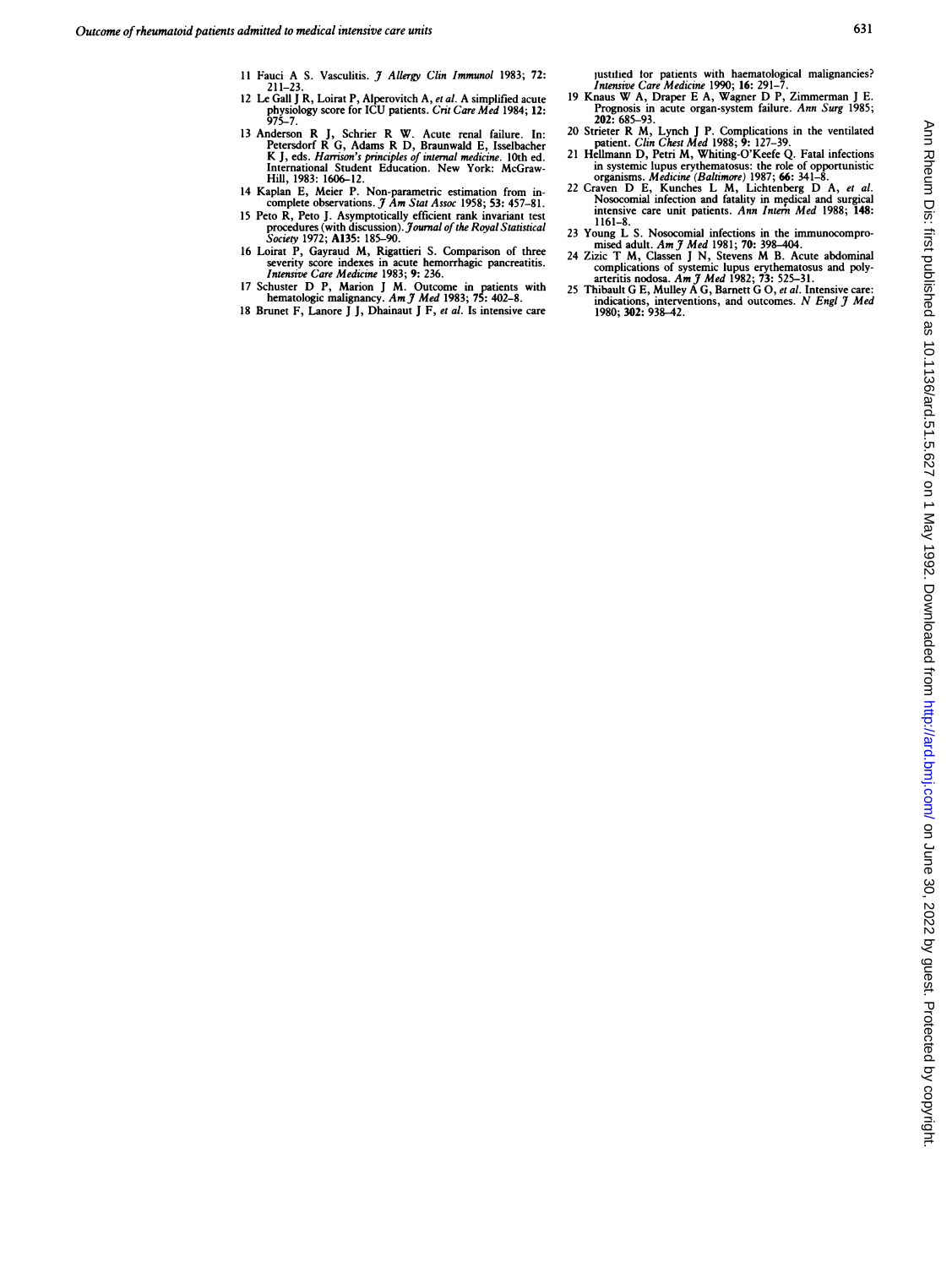11 Fauci A S. Vasculitis. *J Allergy Clin Immunol* 1983; **72:** 211–23.

12 Le Gall J R, Loirat P, Alperovitch A, *et al.* A simplified acute physiology score for ICU patients. *Crit Care Med* 1984; **12:** 975–7.

13 Anderson R J, Schrier R W. Acute renal failure. In: Petersdorf R G, Adams R D, Braunwald E, Isselbacher K J, eds. *Harrison's principles of internal medicine.* 10th ed. International Student Education. New York: McGraw-Hill, 1983: 1606–12.

14 Kaplan E, Meier P. Non-parametric estimation from incomplete observations. *J Am Stat Assoc* 1958; **53:** 457–81.

15 Peto R, Peto J. Asymptotically efficient rank invariant test procedures (with discussion). *Journal of the Royal Statistical Society* 1972; **A135:** 185–90.

16 Loirat P, Gayraud M, Rigattieri S. Comparison of three severity score indexes in acute hemorrhagic pancreatitis. *Intensive Care Medicine* 1983; **9:** 236.

17 Schuster D P, Marion J M. Outcome in patients with hematologic malignancy. *Am J Med* 1983; **75:** 402–8.

18 Brunet F, Lanore J J, Dhainaut J F, *et al.* Is intensive care justified for patients with haematological malignancies? *Intensive Care Medicine* 1990; **16:** 291–7.

19 Knaus W A, Draper E A, Wagner D P, Zimmerman J E. Prognosis in acute organ-system failure. *Ann Surg* 1985; **202:** 685–93.

20 Strieter R M, Lynch J P. Complications in the ventilated patient. *Clin Chest Med* 1988; **9:** 127–39.

21 Hellmann D, Petri M, Whiting-O'Keefe Q. Fatal infections in systemic lupus erythematosus: the role of opportunistic organisms. *Medicine (Baltimore)* 1987; **66:** 341–8.

22 Craven D E, Kunches L M, Lichtenberg D A, *et al.* Nosocomial infection and fatality in medical and surgical intensive care unit patients. *Ann Intern Med* 1988; **148:** 1161–8.

23 Young L S. Nosocomial infections in the immunocompromised adult. *Am J Med* 1981; **70:** 398–404.

24 Zizic T M, Classen J N, Stevens M B. Acute abdominal complications of systemic lupus erythematosus and polyarteritis nodosa. *Am J Med* 1982; **73:** 525–31.

25 Thibault G E, Mulley A G, Barnett G O, *et al.* Intensive care: indications, interventions, and outcomes. *N Engl J Med* 1980; **302:** 938–42.